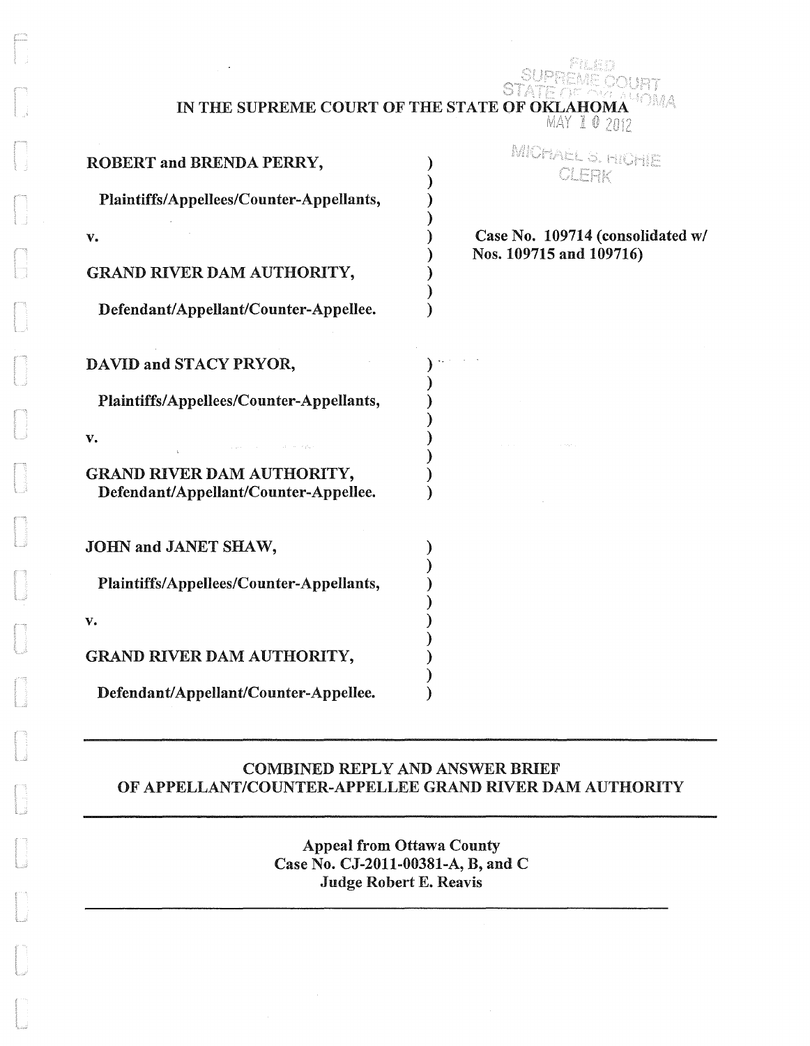FILED
SUPREME COURT
STATE OF OKLAHOMA
MAY 10 2012
MICHAEL S. RICHIE
CLERK

# IN THE SUPREME COURT OF THE STATE OF OKLAHOMA

**ROBERT and BRENDA PERRY,**

**Plaintiffs/Appellees/Counter-Appellants,**

**v.**

**GRAND RIVER DAM AUTHORITY,**

**Defendant/Appellant/Counter-Appellee.**

**Case No. 109714 (consolidated w/ Nos. 109715 and 109716)**

**DAVID and STACY PRYOR,**

**Plaintiffs/Appellees/Counter-Appellants,**

**v.**

**GRAND RIVER DAM AUTHORITY,**
**Defendant/Appellant/Counter-Appellee.**

**JOHN and JANET SHAW,**

**Plaintiffs/Appellees/Counter-Appellants,**

**v.**

**GRAND RIVER DAM AUTHORITY,**

**Defendant/Appellant/Counter-Appellee.**

---

## COMBINED REPLY AND ANSWER BRIEF OF APPELLANT/COUNTER-APPELLEE GRAND RIVER DAM AUTHORITY

---

**Appeal from Ottawa County**
**Case No. CJ-2011-00381-A, B, and C**
**Judge Robert E. Reavis**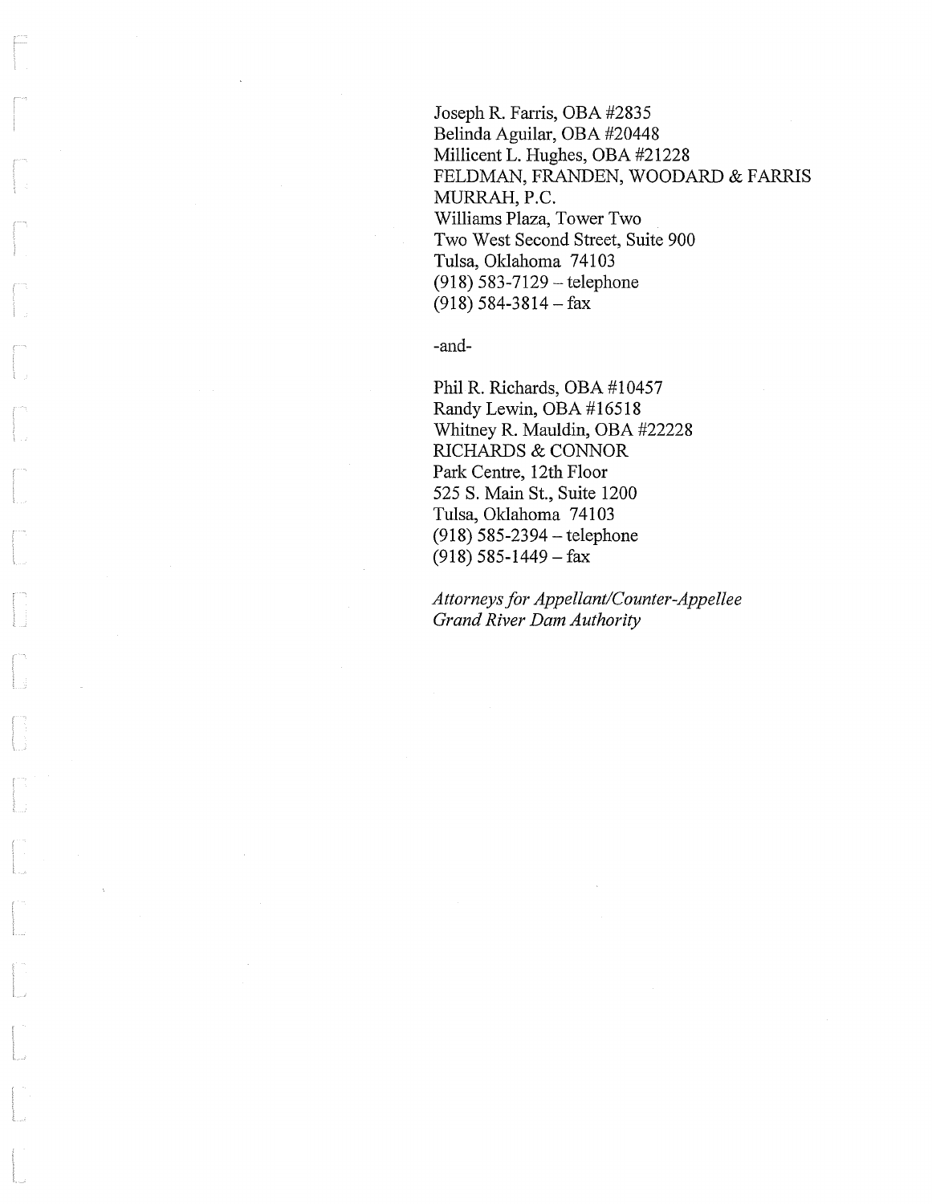Joseph R. Farris, OBA #2835  
Belinda Aguilar, OBA #20448  
Millicent L. Hughes, OBA #21228  
FELDMAN, FRANDEN, WOODARD & FARRIS  
MURRAH, P.C.  
Williams Plaza, Tower Two  
Two West Second Street, Suite 900  
Tulsa, Oklahoma 74103  
(918) 583-7129 – telephone  
(918) 584-3814 – fax

-and-

Phil R. Richards, OBA #10457  
Randy Lewin, OBA #16518  
Whitney R. Mauldin, OBA #22228  
RICHARDS & CONNOR  
Park Centre, 12th Floor  
525 S. Main St., Suite 1200  
Tulsa, Oklahoma 74103  
(918) 585-2394 – telephone  
(918) 585-1449 – fax

*Attorneys for Appellant/Counter-Appellee*  
*Grand River Dam Authority*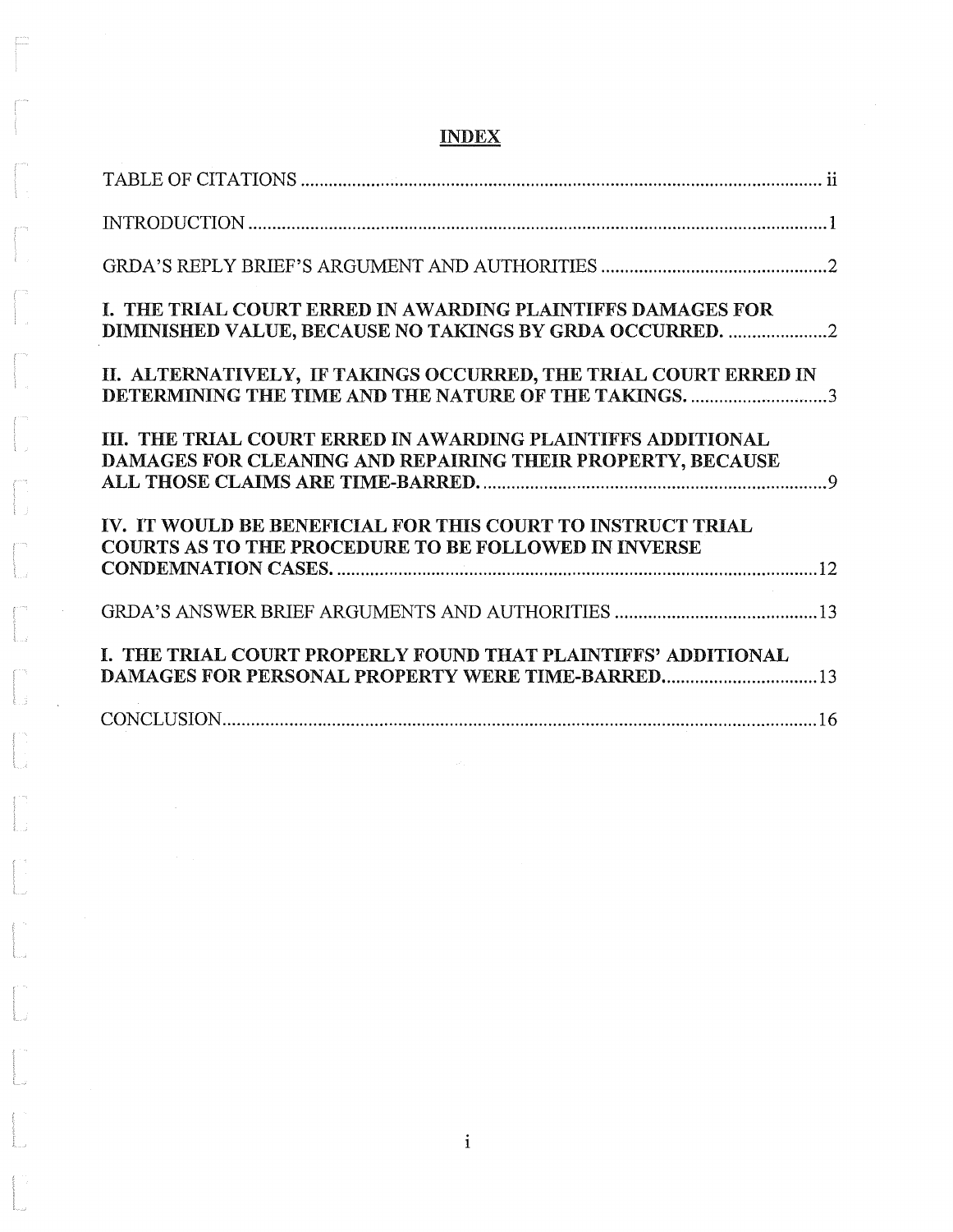# INDEX

| | |
|---|---|
| TABLE OF CITATIONS | ii |
| INTRODUCTION | 1 |
| GRDA'S REPLY BRIEF'S ARGUMENT AND AUTHORITIES | 2 |
| **I. THE TRIAL COURT ERRED IN AWARDING PLAINTIFFS DAMAGES FOR DIMINISHED VALUE, BECAUSE NO TAKINGS BY GRDA OCCURRED.** | 2 |
| **II. ALTERNATIVELY, IF TAKINGS OCCURRED, THE TRIAL COURT ERRED IN DETERMINING THE TIME AND THE NATURE OF THE TAKINGS.** | 3 |
| **III. THE TRIAL COURT ERRED IN AWARDING PLAINTIFFS ADDITIONAL DAMAGES FOR CLEANING AND REPAIRING THEIR PROPERTY, BECAUSE ALL THOSE CLAIMS ARE TIME-BARRED.** | 9 |
| **IV. IT WOULD BE BENEFICIAL FOR THIS COURT TO INSTRUCT TRIAL COURTS AS TO THE PROCEDURE TO BE FOLLOWED IN INVERSE CONDEMNATION CASES.** | 12 |
| GRDA'S ANSWER BRIEF ARGUMENTS AND AUTHORITIES | 13 |
| **I. THE TRIAL COURT PROPERLY FOUND THAT PLAINTIFFS' ADDITIONAL DAMAGES FOR PERSONAL PROPERTY WERE TIME-BARRED.** | 13 |
| CONCLUSION | 16 |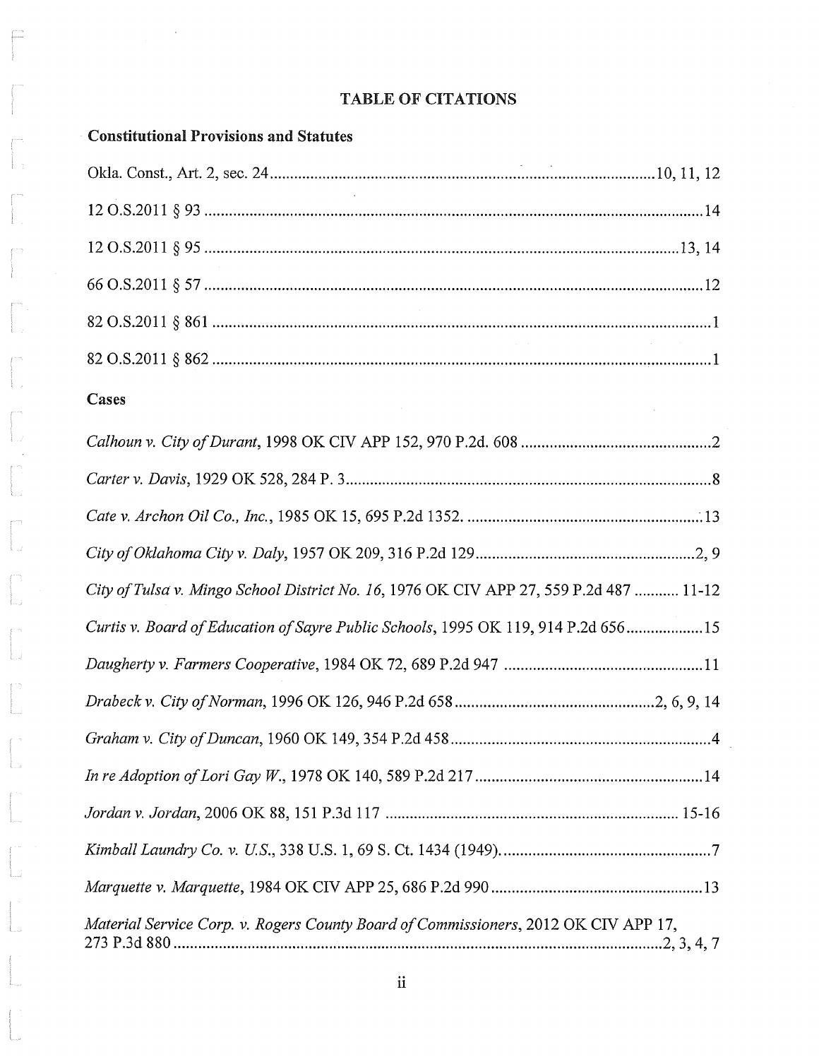# TABLE OF CITATIONS

## Constitutional Provisions and Statutes

Okla. Const., Art. 2, sec. 24 .......... 10, 11, 12

12 O.S.2011 § 93 .......... 14

12 O.S.2011 § 95 .......... 13, 14

66 O.S.2011 § 57 .......... 12

82 O.S.2011 § 861 .......... 1

82 O.S.2011 § 862 .......... 1

## Cases

*Calhoun v. City of Durant*, 1998 OK CIV APP 152, 970 P.2d. 608 .......... 2

*Carter v. Davis*, 1929 OK 528, 284 P. 3 .......... 8

*Cate v. Archon Oil Co., Inc.*, 1985 OK 15, 695 P.2d 1352. .......... 13

*City of Oklahoma City v. Daly*, 1957 OK 209, 316 P.2d 129 .......... 2, 9

*City of Tulsa v. Mingo School District No. 16*, 1976 OK CIV APP 27, 559 P.2d 487 .......... 11-12

*Curtis v. Board of Education of Sayre Public Schools*, 1995 OK 119, 914 P.2d 656 .......... 15

*Daugherty v. Farmers Cooperative*, 1984 OK 72, 689 P.2d 947 .......... 11

*Drabeck v. City of Norman*, 1996 OK 126, 946 P.2d 658 .......... 2, 6, 9, 14

*Graham v. City of Duncan*, 1960 OK 149, 354 P.2d 458 .......... 4

*In re Adoption of Lori Gay W.*, 1978 OK 140, 589 P.2d 217 .......... 14

*Jordan v. Jordan*, 2006 OK 88, 151 P.3d 117 .......... 15-16

*Kimball Laundry Co. v. U.S.*, 338 U.S. 1, 69 S. Ct. 1434 (1949). .......... 7

*Marquette v. Marquette*, 1984 OK CIV APP 25, 686 P.2d 990 .......... 13

*Material Service Corp. v. Rogers County Board of Commissioners*, 2012 OK CIV APP 17, 273 P.3d 880 .......... 2, 3, 4, 7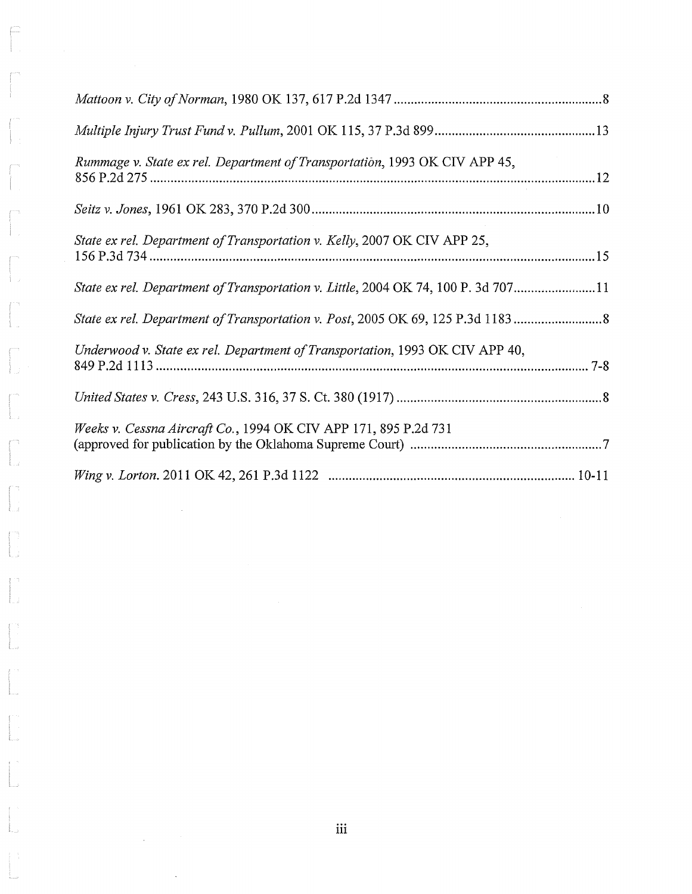*Mattoon v. City of Norman*, 1980 OK 137, 617 P.2d 1347 ............................................................ 8

*Multiple Injury Trust Fund v. Pullum*, 2001 OK 115, 37 P.3d 899 .............................................. 13

*Rummage v. State ex rel. Department of Transportation*, 1993 OK CIV APP 45, 856 P.2d 275 ................................................................................................................................ 12

*Seitz v. Jones*, 1961 OK 283, 370 P.2d 300 ................................................................................ 10

*State ex rel. Department of Transportation v. Kelly*, 2007 OK CIV APP 25, 156 P.3d 734 ................................................................................................................................ 15

*State ex rel. Department of Transportation v. Little*, 2004 OK 74, 100 P. 3d 707 ........................ 11

*State ex rel. Department of Transportation v. Post*, 2005 OK 69, 125 P.3d 1183 .......................... 8

*Underwood v. State ex rel. Department of Transportation*, 1993 OK CIV APP 40, 849 P.2d 1113 ............................................................................................................................ 7-8

*United States v. Cress*, 243 U.S. 316, 37 S. Ct. 380 (1917) ........................................................... 8

*Weeks v. Cessna Aircraft Co.*, 1994 OK CIV APP 171, 895 P.2d 731 (approved for publication by the Oklahoma Supreme Court) ....................................................... 7

*Wing v. Lorton*. 2011 OK 42, 261 P.3d 1122 ...................................................................... 10-11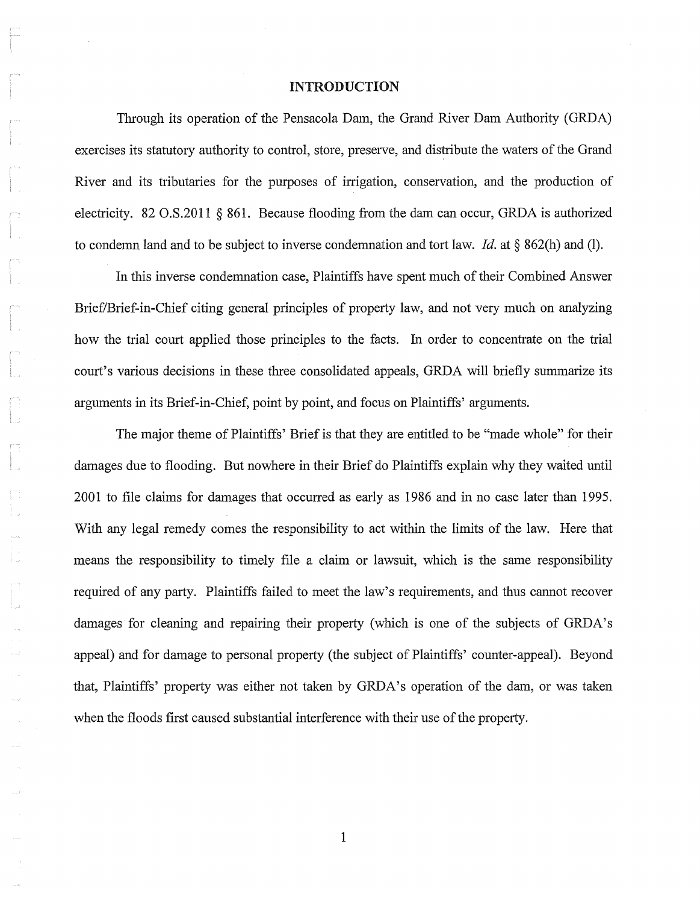## INTRODUCTION

Through its operation of the Pensacola Dam, the Grand River Dam Authority (GRDA) exercises its statutory authority to control, store, preserve, and distribute the waters of the Grand River and its tributaries for the purposes of irrigation, conservation, and the production of electricity. 82 O.S.2011 § 861. Because flooding from the dam can occur, GRDA is authorized to condemn land and to be subject to inverse condemnation and tort law. *Id.* at § 862(h) and (l).

In this inverse condemnation case, Plaintiffs have spent much of their Combined Answer Brief/Brief-in-Chief citing general principles of property law, and not very much on analyzing how the trial court applied those principles to the facts. In order to concentrate on the trial court's various decisions in these three consolidated appeals, GRDA will briefly summarize its arguments in its Brief-in-Chief, point by point, and focus on Plaintiffs' arguments.

The major theme of Plaintiffs' Brief is that they are entitled to be "made whole" for their damages due to flooding. But nowhere in their Brief do Plaintiffs explain why they waited until 2001 to file claims for damages that occurred as early as 1986 and in no case later than 1995. With any legal remedy comes the responsibility to act within the limits of the law. Here that means the responsibility to timely file a claim or lawsuit, which is the same responsibility required of any party. Plaintiffs failed to meet the law's requirements, and thus cannot recover damages for cleaning and repairing their property (which is one of the subjects of GRDA's appeal) and for damage to personal property (the subject of Plaintiffs' counter-appeal). Beyond that, Plaintiffs' property was either not taken by GRDA's operation of the dam, or was taken when the floods first caused substantial interference with their use of the property.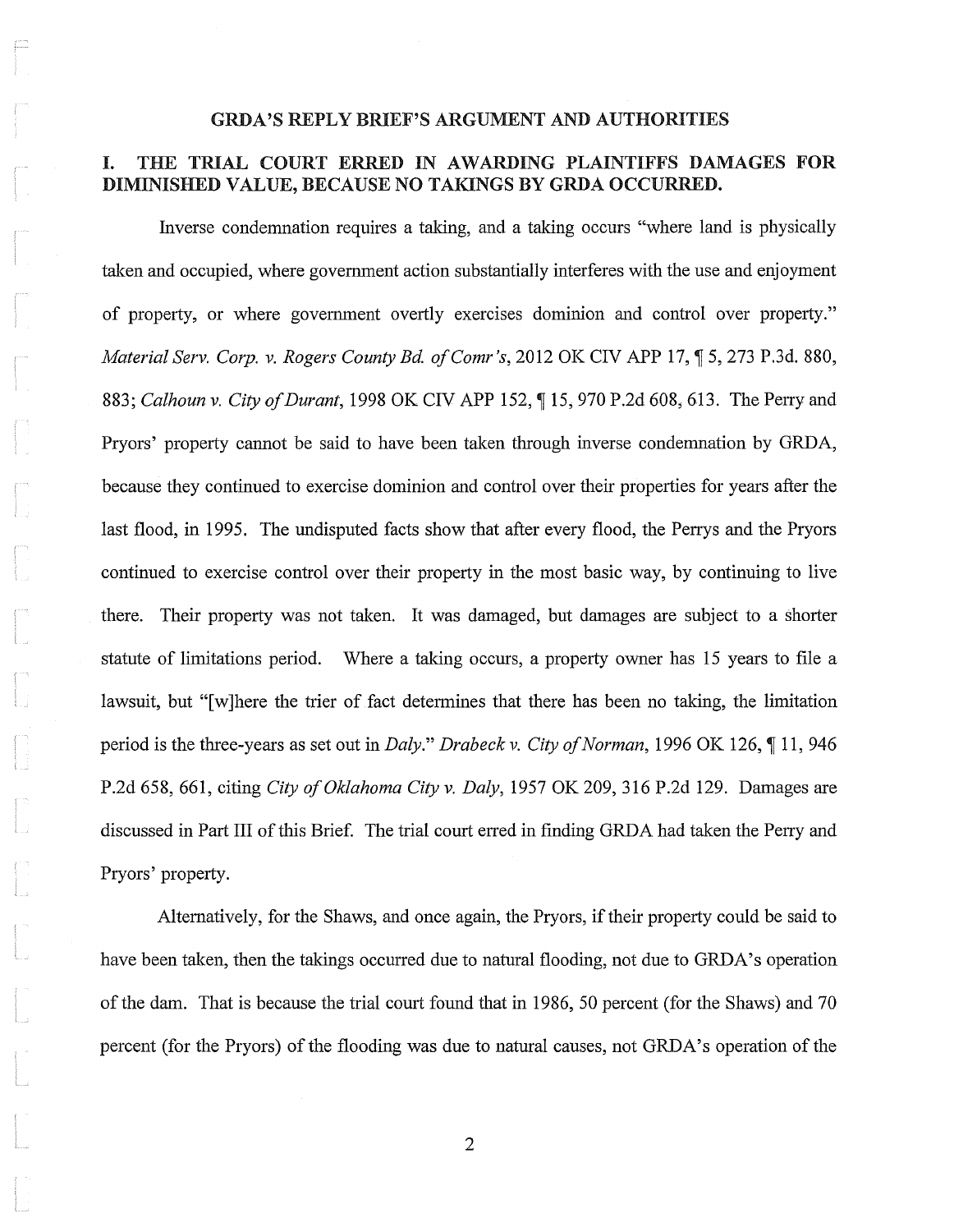## GRDA'S REPLY BRIEF'S ARGUMENT AND AUTHORITIES

### I. THE TRIAL COURT ERRED IN AWARDING PLAINTIFFS DAMAGES FOR DIMINISHED VALUE, BECAUSE NO TAKINGS BY GRDA OCCURRED.

Inverse condemnation requires a taking, and a taking occurs "where land is physically taken and occupied, where government action substantially interferes with the use and enjoyment of property, or where government overtly exercises dominion and control over property." *Material Serv. Corp. v. Rogers County Bd. of Comr's*, 2012 OK CIV APP 17, ¶ 5, 273 P.3d. 880, 883; *Calhoun v. City of Durant*, 1998 OK CIV APP 152, ¶ 15, 970 P.2d 608, 613. The Perry and Pryors' property cannot be said to have been taken through inverse condemnation by GRDA, because they continued to exercise dominion and control over their properties for years after the last flood, in 1995. The undisputed facts show that after every flood, the Perrys and the Pryors continued to exercise control over their property in the most basic way, by continuing to live there. Their property was not taken. It was damaged, but damages are subject to a shorter statute of limitations period. Where a taking occurs, a property owner has 15 years to file a lawsuit, but "[w]here the trier of fact determines that there has been no taking, the limitation period is the three-years as set out in *Daly*." *Drabeck v. City of Norman*, 1996 OK 126, ¶ 11, 946 P.2d 658, 661, citing *City of Oklahoma City v. Daly*, 1957 OK 209, 316 P.2d 129. Damages are discussed in Part III of this Brief. The trial court erred in finding GRDA had taken the Perry and Pryors' property.

Alternatively, for the Shaws, and once again, the Pryors, if their property could be said to have been taken, then the takings occurred due to natural flooding, not due to GRDA's operation of the dam. That is because the trial court found that in 1986, 50 percent (for the Shaws) and 70 percent (for the Pryors) of the flooding was due to natural causes, not GRDA's operation of the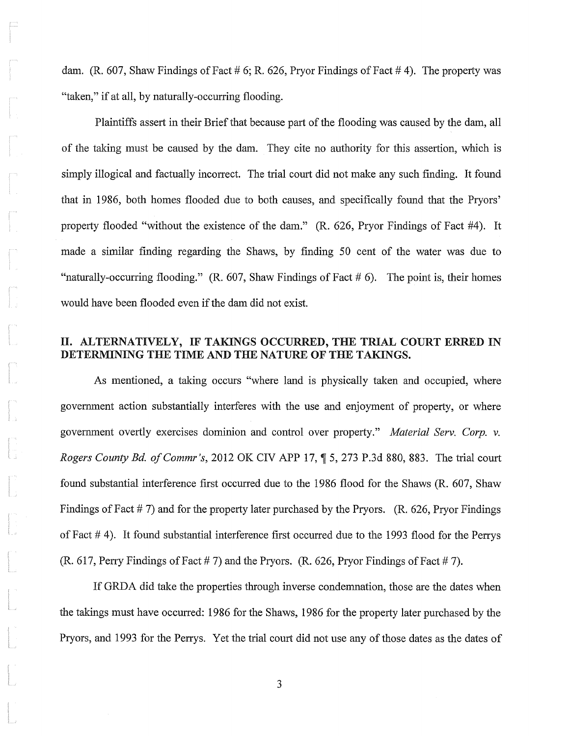dam. (R. 607, Shaw Findings of Fact # 6; R. 626, Pryor Findings of Fact # 4). The property was "taken," if at all, by naturally-occurring flooding.

Plaintiffs assert in their Brief that because part of the flooding was caused by the dam, all of the taking must be caused by the dam. They cite no authority for this assertion, which is simply illogical and factually incorrect. The trial court did not make any such finding. It found that in 1986, both homes flooded due to both causes, and specifically found that the Pryors' property flooded "without the existence of the dam." (R. 626, Pryor Findings of Fact #4). It made a similar finding regarding the Shaws, by finding 50 cent of the water was due to "naturally-occurring flooding." (R. 607, Shaw Findings of Fact # 6). The point is, their homes would have been flooded even if the dam did not exist.

## II. ALTERNATIVELY, IF TAKINGS OCCURRED, THE TRIAL COURT ERRED IN DETERMINING THE TIME AND THE NATURE OF THE TAKINGS.

As mentioned, a taking occurs "where land is physically taken and occupied, where government action substantially interferes with the use and enjoyment of property, or where government overtly exercises dominion and control over property." *Material Serv. Corp. v. Rogers County Bd. of Commr's*, 2012 OK CIV APP 17, ¶ 5, 273 P.3d 880, 883. The trial court found substantial interference first occurred due to the 1986 flood for the Shaws (R. 607, Shaw Findings of Fact # 7) and for the property later purchased by the Pryors. (R. 626, Pryor Findings of Fact # 4). It found substantial interference first occurred due to the 1993 flood for the Perrys (R. 617, Perry Findings of Fact # 7) and the Pryors. (R. 626, Pryor Findings of Fact # 7).

If GRDA did take the properties through inverse condemnation, those are the dates when the takings must have occurred: 1986 for the Shaws, 1986 for the property later purchased by the Pryors, and 1993 for the Perrys. Yet the trial court did not use any of those dates as the dates of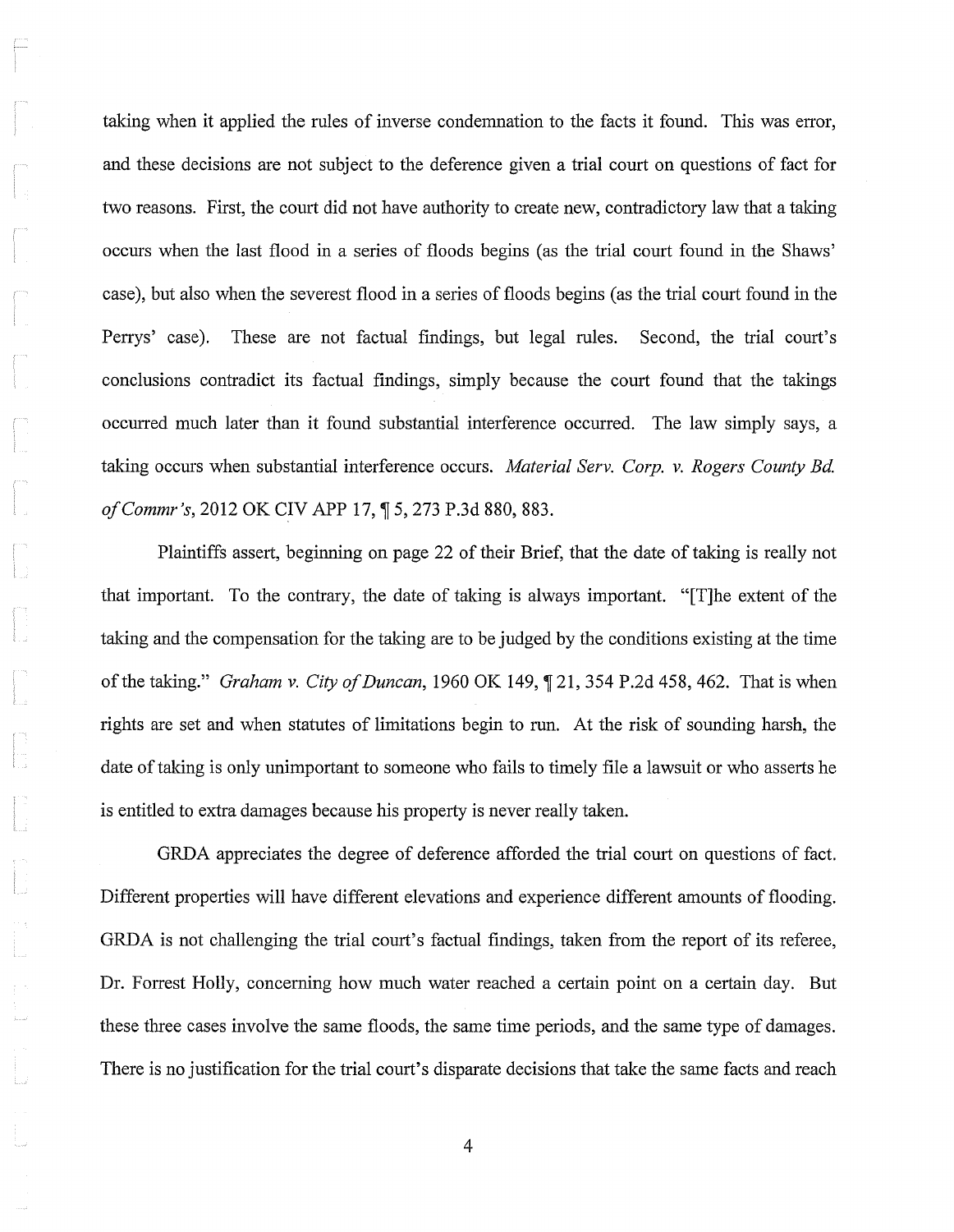taking when it applied the rules of inverse condemnation to the facts it found. This was error, and these decisions are not subject to the deference given a trial court on questions of fact for two reasons. First, the court did not have authority to create new, contradictory law that a taking occurs when the last flood in a series of floods begins (as the trial court found in the Shaws' case), but also when the severest flood in a series of floods begins (as the trial court found in the Perrys' case). These are not factual findings, but legal rules. Second, the trial court's conclusions contradict its factual findings, simply because the court found that the takings occurred much later than it found substantial interference occurred. The law simply says, a taking occurs when substantial interference occurs. *Material Serv. Corp. v. Rogers County Bd. of Commr's*, 2012 OK CIV APP 17, ¶ 5, 273 P.3d 880, 883.

Plaintiffs assert, beginning on page 22 of their Brief, that the date of taking is really not that important. To the contrary, the date of taking is always important. "[T]he extent of the taking and the compensation for the taking are to be judged by the conditions existing at the time of the taking." *Graham v. City of Duncan*, 1960 OK 149, ¶ 21, 354 P.2d 458, 462. That is when rights are set and when statutes of limitations begin to run. At the risk of sounding harsh, the date of taking is only unimportant to someone who fails to timely file a lawsuit or who asserts he is entitled to extra damages because his property is never really taken.

GRDA appreciates the degree of deference afforded the trial court on questions of fact. Different properties will have different elevations and experience different amounts of flooding. GRDA is not challenging the trial court's factual findings, taken from the report of its referee, Dr. Forrest Holly, concerning how much water reached a certain point on a certain day. But these three cases involve the same floods, the same time periods, and the same type of damages. There is no justification for the trial court's disparate decisions that take the same facts and reach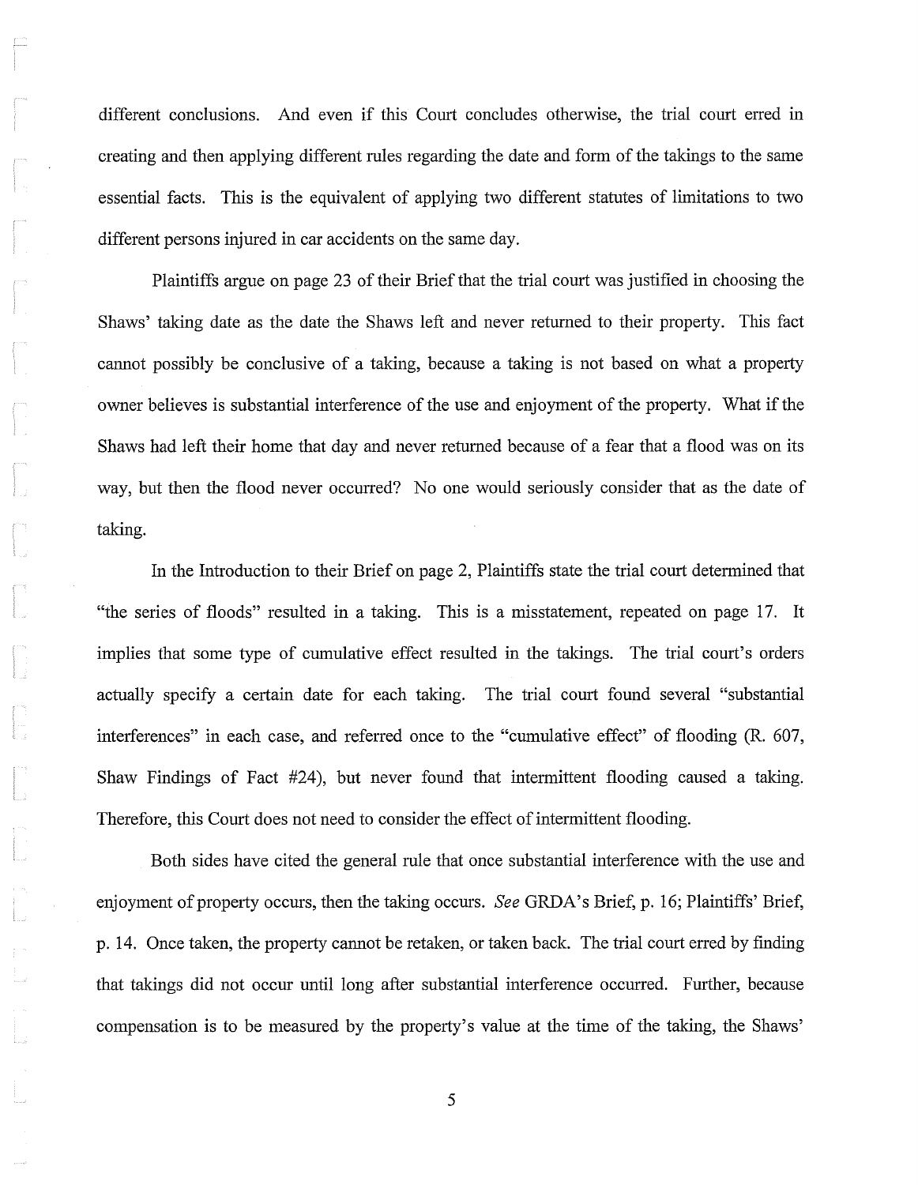different conclusions. And even if this Court concludes otherwise, the trial court erred in creating and then applying different rules regarding the date and form of the takings to the same essential facts. This is the equivalent of applying two different statutes of limitations to two different persons injured in car accidents on the same day.

Plaintiffs argue on page 23 of their Brief that the trial court was justified in choosing the Shaws' taking date as the date the Shaws left and never returned to their property. This fact cannot possibly be conclusive of a taking, because a taking is not based on what a property owner believes is substantial interference of the use and enjoyment of the property. What if the Shaws had left their home that day and never returned because of a fear that a flood was on its way, but then the flood never occurred? No one would seriously consider that as the date of taking.

In the Introduction to their Brief on page 2, Plaintiffs state the trial court determined that "the series of floods" resulted in a taking. This is a misstatement, repeated on page 17. It implies that some type of cumulative effect resulted in the takings. The trial court's orders actually specify a certain date for each taking. The trial court found several "substantial interferences" in each case, and referred once to the "cumulative effect" of flooding (R. 607, Shaw Findings of Fact #24), but never found that intermittent flooding caused a taking. Therefore, this Court does not need to consider the effect of intermittent flooding.

Both sides have cited the general rule that once substantial interference with the use and enjoyment of property occurs, then the taking occurs. *See* GRDA's Brief, p. 16; Plaintiffs' Brief, p. 14. Once taken, the property cannot be retaken, or taken back. The trial court erred by finding that takings did not occur until long after substantial interference occurred. Further, because compensation is to be measured by the property's value at the time of the taking, the Shaws'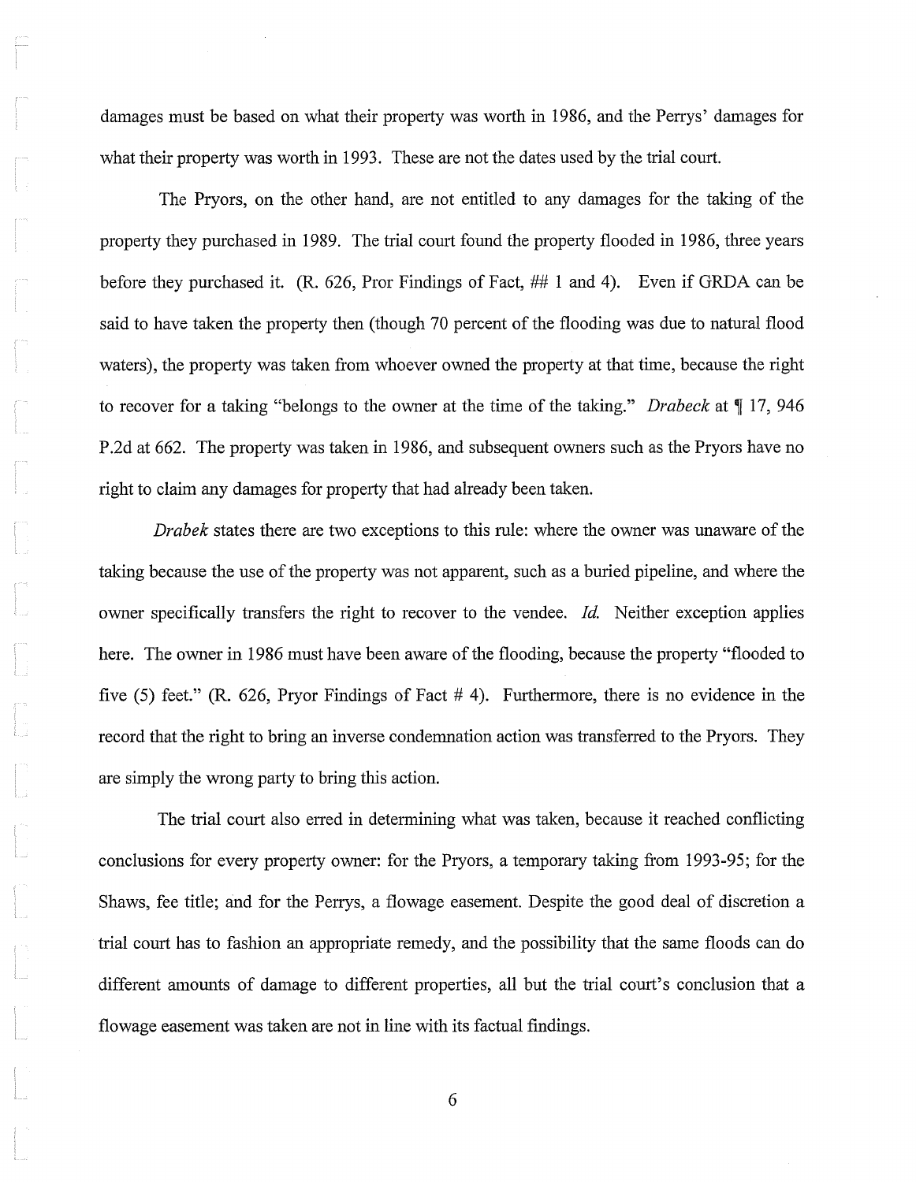damages must be based on what their property was worth in 1986, and the Perrys' damages for what their property was worth in 1993. These are not the dates used by the trial court.

The Pryors, on the other hand, are not entitled to any damages for the taking of the property they purchased in 1989. The trial court found the property flooded in 1986, three years before they purchased it. (R. 626, Pror Findings of Fact, ## 1 and 4). Even if GRDA can be said to have taken the property then (though 70 percent of the flooding was due to natural flood waters), the property was taken from whoever owned the property at that time, because the right to recover for a taking "belongs to the owner at the time of the taking." *Drabeck* at ¶ 17, 946 P.2d at 662. The property was taken in 1986, and subsequent owners such as the Pryors have no right to claim any damages for property that had already been taken.

*Drabek* states there are two exceptions to this rule: where the owner was unaware of the taking because the use of the property was not apparent, such as a buried pipeline, and where the owner specifically transfers the right to recover to the vendee. *Id.* Neither exception applies here. The owner in 1986 must have been aware of the flooding, because the property "flooded to five (5) feet." (R. 626, Pryor Findings of Fact # 4). Furthermore, there is no evidence in the record that the right to bring an inverse condemnation action was transferred to the Pryors. They are simply the wrong party to bring this action.

The trial court also erred in determining what was taken, because it reached conflicting conclusions for every property owner: for the Pryors, a temporary taking from 1993-95; for the Shaws, fee title; and for the Perrys, a flowage easement. Despite the good deal of discretion a trial court has to fashion an appropriate remedy, and the possibility that the same floods can do different amounts of damage to different properties, all but the trial court's conclusion that a flowage easement was taken are not in line with its factual findings.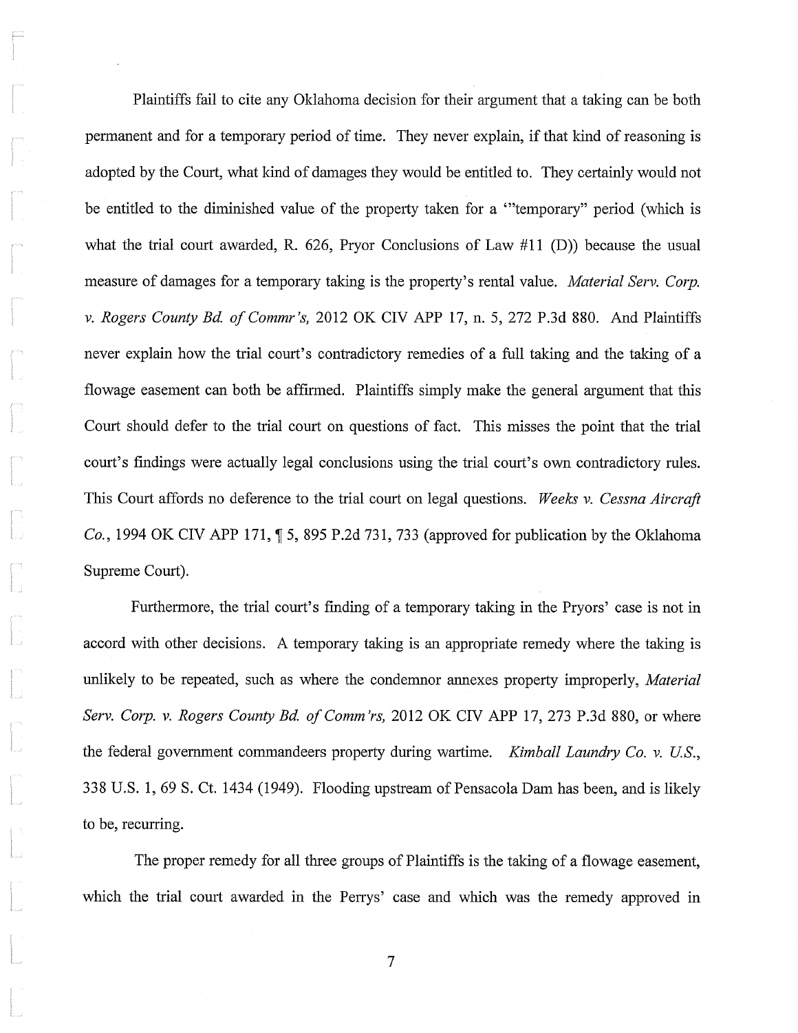Plaintiffs fail to cite any Oklahoma decision for their argument that a taking can be both permanent and for a temporary period of time. They never explain, if that kind of reasoning is adopted by the Court, what kind of damages they would be entitled to. They certainly would not be entitled to the diminished value of the property taken for a '"temporary" period (which is what the trial court awarded, R. 626, Pryor Conclusions of Law #11 (D)) because the usual measure of damages for a temporary taking is the property's rental value. *Material Serv. Corp. v. Rogers County Bd. of Commr's*, 2012 OK CIV APP 17, n. 5, 272 P.3d 880. And Plaintiffs never explain how the trial court's contradictory remedies of a full taking and the taking of a flowage easement can both be affirmed. Plaintiffs simply make the general argument that this Court should defer to the trial court on questions of fact. This misses the point that the trial court's findings were actually legal conclusions using the trial court's own contradictory rules. This Court affords no deference to the trial court on legal questions. *Weeks v. Cessna Aircraft Co.*, 1994 OK CIV APP 171, ¶ 5, 895 P.2d 731, 733 (approved for publication by the Oklahoma Supreme Court).

Furthermore, the trial court's finding of a temporary taking in the Pryors' case is not in accord with other decisions. A temporary taking is an appropriate remedy where the taking is unlikely to be repeated, such as where the condemnor annexes property improperly, *Material Serv. Corp. v. Rogers County Bd. of Comm'rs,* 2012 OK CIV APP 17, 273 P.3d 880, or where the federal government commandeers property during wartime. *Kimball Laundry Co. v. U.S.*, 338 U.S. 1, 69 S. Ct. 1434 (1949). Flooding upstream of Pensacola Dam has been, and is likely to be, recurring.

The proper remedy for all three groups of Plaintiffs is the taking of a flowage easement, which the trial court awarded in the Perrys' case and which was the remedy approved in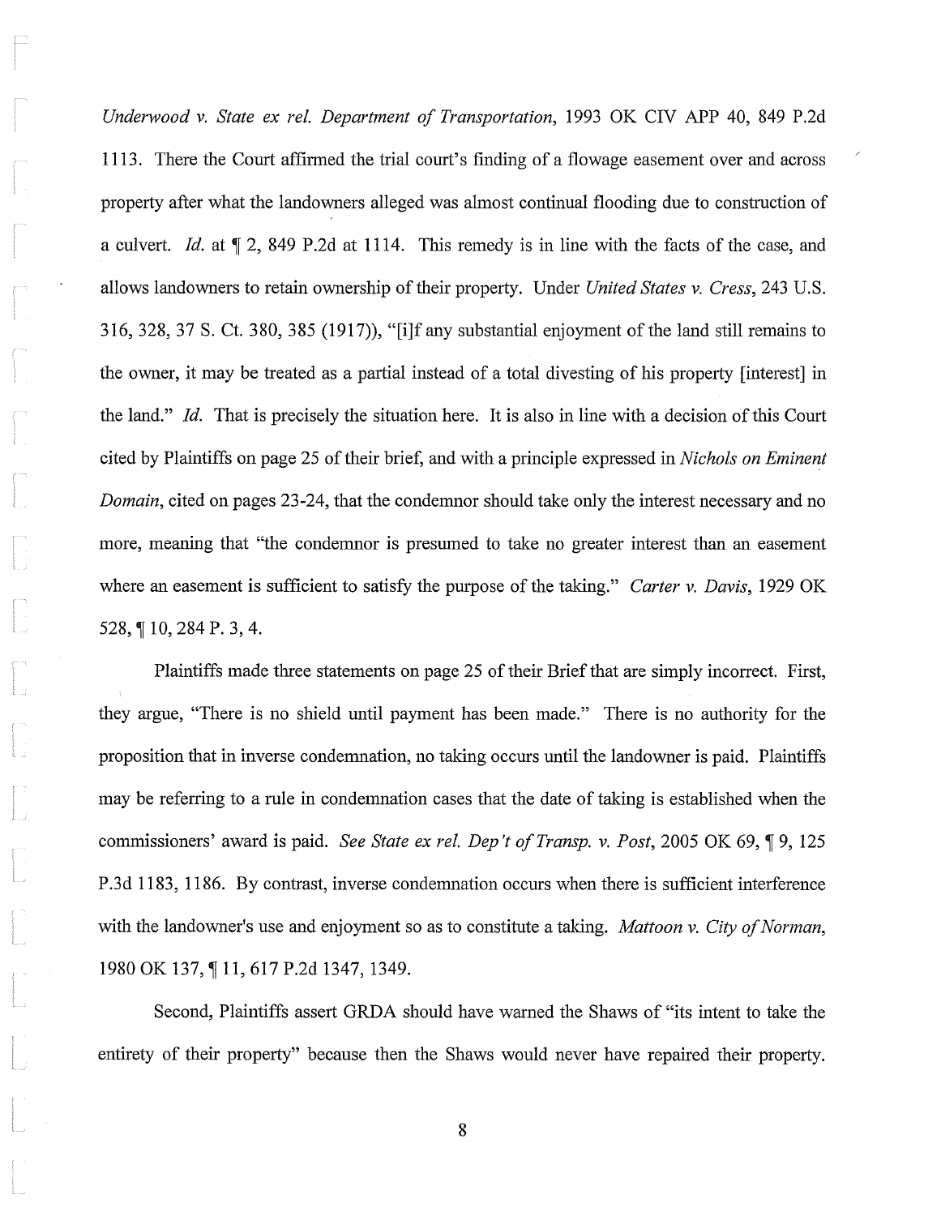*Underwood v. State ex rel. Department of Transportation*, 1993 OK CIV APP 40, 849 P.2d 1113. There the Court affirmed the trial court's finding of a flowage easement over and across property after what the landowners alleged was almost continual flooding due to construction of a culvert. *Id.* at ¶ 2, 849 P.2d at 1114. This remedy is in line with the facts of the case, and allows landowners to retain ownership of their property. Under *United States v. Cress*, 243 U.S. 316, 328, 37 S. Ct. 380, 385 (1917)), "[i]f any substantial enjoyment of the land still remains to the owner, it may be treated as a partial instead of a total divesting of his property [interest] in the land." *Id.* That is precisely the situation here. It is also in line with a decision of this Court cited by Plaintiffs on page 25 of their brief, and with a principle expressed in *Nichols on Eminent Domain*, cited on pages 23-24, that the condemnor should take only the interest necessary and no more, meaning that "the condemnor is presumed to take no greater interest than an easement where an easement is sufficient to satisfy the purpose of the taking." *Carter v. Davis*, 1929 OK 528, ¶ 10, 284 P. 3, 4.

Plaintiffs made three statements on page 25 of their Brief that are simply incorrect. First, they argue, "There is no shield until payment has been made." There is no authority for the proposition that in inverse condemnation, no taking occurs until the landowner is paid. Plaintiffs may be referring to a rule in condemnation cases that the date of taking is established when the commissioners' award is paid. *See State ex rel. Dep't of Transp. v. Post*, 2005 OK 69, ¶ 9, 125 P.3d 1183, 1186. By contrast, inverse condemnation occurs when there is sufficient interference with the landowner's use and enjoyment so as to constitute a taking. *Mattoon v. City of Norman*, 1980 OK 137, ¶ 11, 617 P.2d 1347, 1349.

Second, Plaintiffs assert GRDA should have warned the Shaws of "its intent to take the entirety of their property" because then the Shaws would never have repaired their property.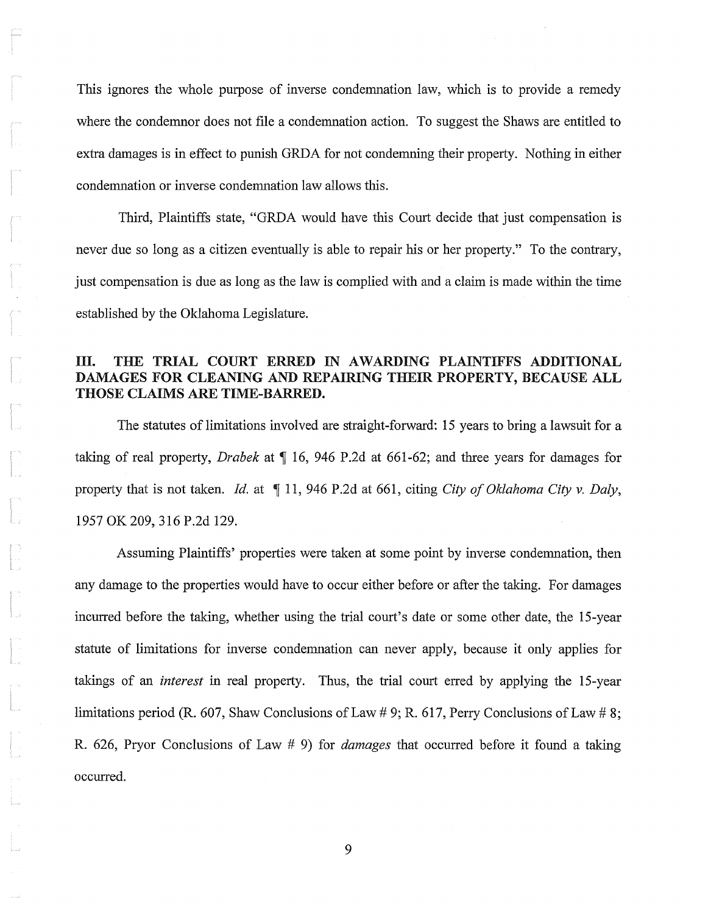This ignores the whole purpose of inverse condemnation law, which is to provide a remedy where the condemnor does not file a condemnation action. To suggest the Shaws are entitled to extra damages is in effect to punish GRDA for not condemning their property. Nothing in either condemnation or inverse condemnation law allows this.

Third, Plaintiffs state, "GRDA would have this Court decide that just compensation is never due so long as a citizen eventually is able to repair his or her property." To the contrary, just compensation is due as long as the law is complied with and a claim is made within the time established by the Oklahoma Legislature.

## III. THE TRIAL COURT ERRED IN AWARDING PLAINTIFFS ADDITIONAL DAMAGES FOR CLEANING AND REPAIRING THEIR PROPERTY, BECAUSE ALL THOSE CLAIMS ARE TIME-BARRED.

The statutes of limitations involved are straight-forward: 15 years to bring a lawsuit for a taking of real property, *Drabek* at ¶ 16, 946 P.2d at 661-62; and three years for damages for property that is not taken. *Id.* at ¶ 11, 946 P.2d at 661, citing *City of Oklahoma City v. Daly*, 1957 OK 209, 316 P.2d 129.

Assuming Plaintiffs' properties were taken at some point by inverse condemnation, then any damage to the properties would have to occur either before or after the taking. For damages incurred before the taking, whether using the trial court's date or some other date, the 15-year statute of limitations for inverse condemnation can never apply, because it only applies for takings of an *interest* in real property. Thus, the trial court erred by applying the 15-year limitations period (R. 607, Shaw Conclusions of Law # 9; R. 617, Perry Conclusions of Law # 8; R. 626, Pryor Conclusions of Law # 9) for *damages* that occurred before it found a taking occurred.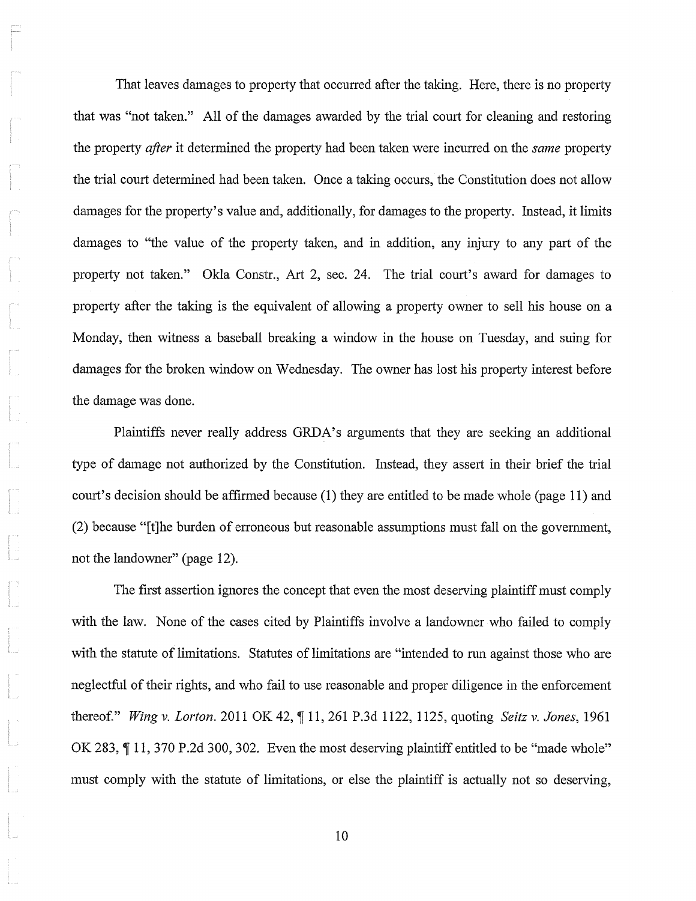That leaves damages to property that occurred after the taking. Here, there is no property that was "not taken." All of the damages awarded by the trial court for cleaning and restoring the property *after* it determined the property had been taken were incurred on the *same* property the trial court determined had been taken. Once a taking occurs, the Constitution does not allow damages for the property's value and, additionally, for damages to the property. Instead, it limits damages to "the value of the property taken, and in addition, any injury to any part of the property not taken." Okla Constr., Art 2, sec. 24. The trial court's award for damages to property after the taking is the equivalent of allowing a property owner to sell his house on a Monday, then witness a baseball breaking a window in the house on Tuesday, and suing for damages for the broken window on Wednesday. The owner has lost his property interest before the damage was done.

Plaintiffs never really address GRDA's arguments that they are seeking an additional type of damage not authorized by the Constitution. Instead, they assert in their brief the trial court's decision should be affirmed because (1) they are entitled to be made whole (page 11) and (2) because "[t]he burden of erroneous but reasonable assumptions must fall on the government, not the landowner" (page 12).

The first assertion ignores the concept that even the most deserving plaintiff must comply with the law. None of the cases cited by Plaintiffs involve a landowner who failed to comply with the statute of limitations. Statutes of limitations are "intended to run against those who are neglectful of their rights, and who fail to use reasonable and proper diligence in the enforcement thereof." *Wing v. Lorton*. 2011 OK 42, ¶ 11, 261 P.3d 1122, 1125, quoting *Seitz v. Jones*, 1961 OK 283, ¶ 11, 370 P.2d 300, 302. Even the most deserving plaintiff entitled to be "made whole" must comply with the statute of limitations, or else the plaintiff is actually not so deserving,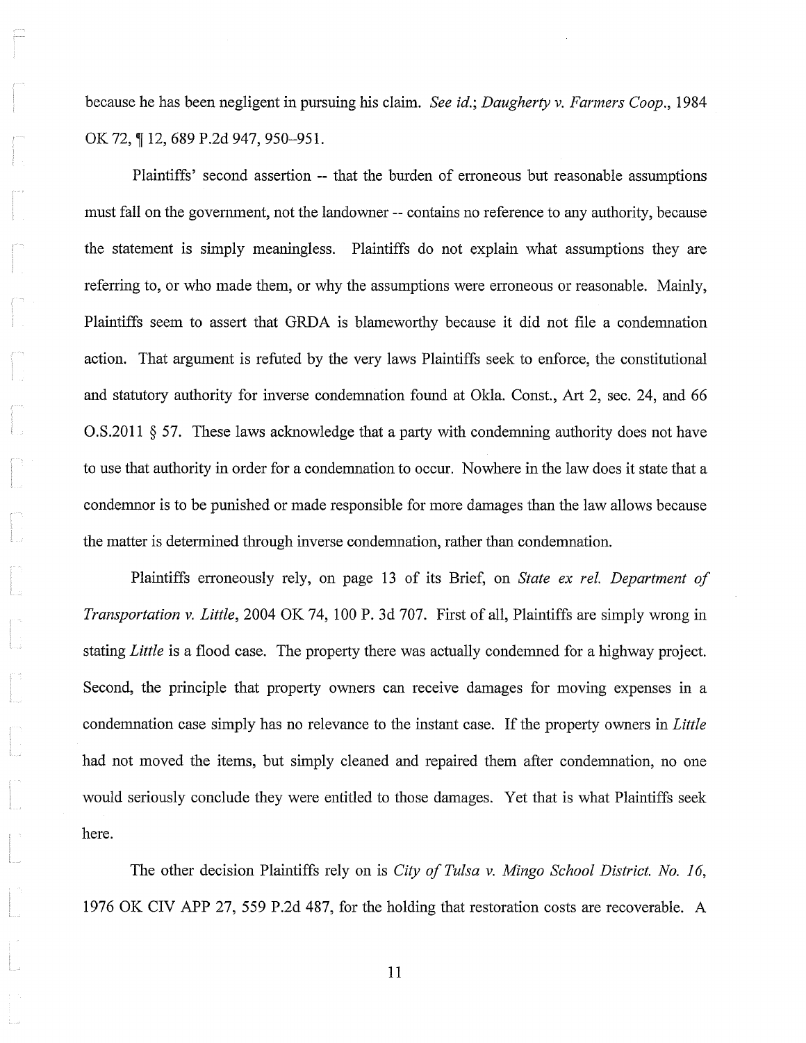because he has been negligent in pursuing his claim. *See id.*; *Daugherty v. Farmers Coop.*, 1984 OK 72, ¶ 12, 689 P.2d 947, 950–951.

Plaintiffs' second assertion -- that the burden of erroneous but reasonable assumptions must fall on the government, not the landowner -- contains no reference to any authority, because the statement is simply meaningless. Plaintiffs do not explain what assumptions they are referring to, or who made them, or why the assumptions were erroneous or reasonable. Mainly, Plaintiffs seem to assert that GRDA is blameworthy because it did not file a condemnation action. That argument is refuted by the very laws Plaintiffs seek to enforce, the constitutional and statutory authority for inverse condemnation found at Okla. Const., Art 2, sec. 24, and 66 O.S.2011 § 57. These laws acknowledge that a party with condemning authority does not have to use that authority in order for a condemnation to occur. Nowhere in the law does it state that a condemnor is to be punished or made responsible for more damages than the law allows because the matter is determined through inverse condemnation, rather than condemnation.

Plaintiffs erroneously rely, on page 13 of its Brief, on *State ex rel. Department of Transportation v. Little*, 2004 OK 74, 100 P. 3d 707. First of all, Plaintiffs are simply wrong in stating *Little* is a flood case. The property there was actually condemned for a highway project. Second, the principle that property owners can receive damages for moving expenses in a condemnation case simply has no relevance to the instant case. If the property owners in *Little* had not moved the items, but simply cleaned and repaired them after condemnation, no one would seriously conclude they were entitled to those damages. Yet that is what Plaintiffs seek here.

The other decision Plaintiffs rely on is *City of Tulsa v. Mingo School District. No. 16*, 1976 OK CIV APP 27, 559 P.2d 487, for the holding that restoration costs are recoverable. A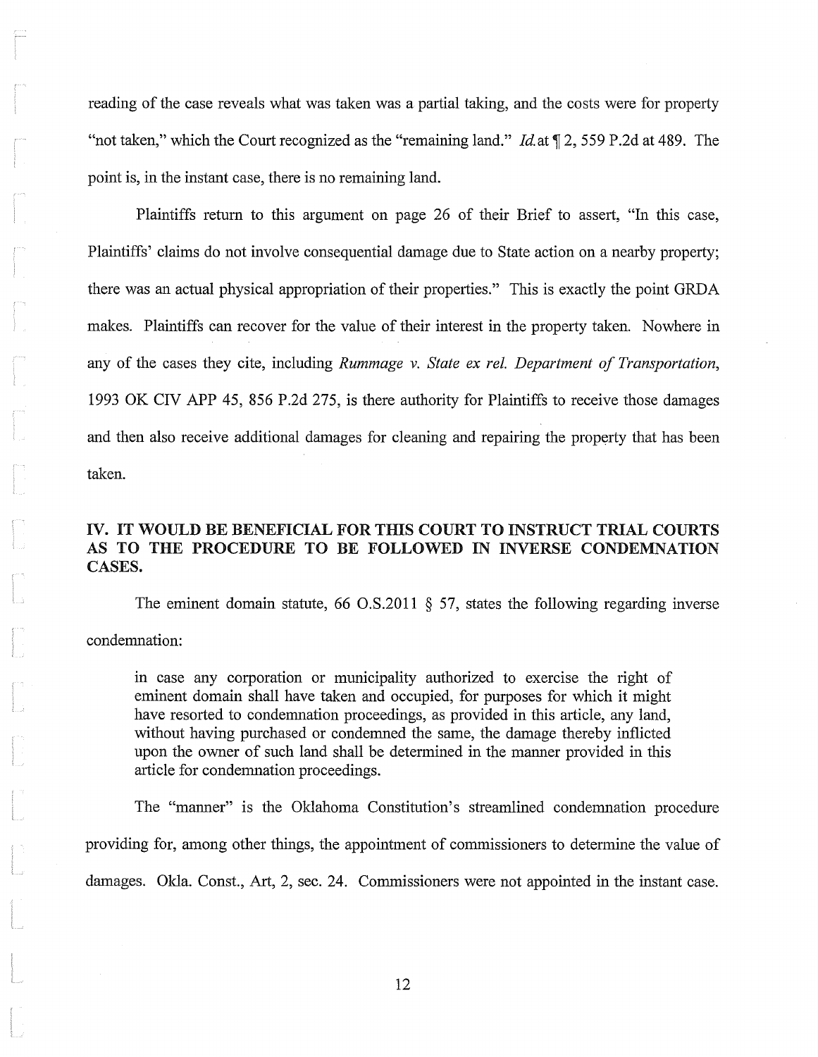reading of the case reveals what was taken was a partial taking, and the costs were for property "not taken," which the Court recognized as the "remaining land." *Id.* at ¶ 2, 559 P.2d at 489. The point is, in the instant case, there is no remaining land.

Plaintiffs return to this argument on page 26 of their Brief to assert, "In this case, Plaintiffs' claims do not involve consequential damage due to State action on a nearby property; there was an actual physical appropriation of their properties." This is exactly the point GRDA makes. Plaintiffs can recover for the value of their interest in the property taken. Nowhere in any of the cases they cite, including *Rummage v. State ex rel. Department of Transportation*, 1993 OK CIV APP 45, 856 P.2d 275, is there authority for Plaintiffs to receive those damages and then also receive additional damages for cleaning and repairing the property that has been taken.

## IV. IT WOULD BE BENEFICIAL FOR THIS COURT TO INSTRUCT TRIAL COURTS AS TO THE PROCEDURE TO BE FOLLOWED IN INVERSE CONDEMNATION CASES.

The eminent domain statute, 66 O.S.2011 § 57, states the following regarding inverse condemnation:

> in case any corporation or municipality authorized to exercise the right of eminent domain shall have taken and occupied, for purposes for which it might have resorted to condemnation proceedings, as provided in this article, any land, without having purchased or condemned the same, the damage thereby inflicted upon the owner of such land shall be determined in the manner provided in this article for condemnation proceedings.

The "manner" is the Oklahoma Constitution's streamlined condemnation procedure providing for, among other things, the appointment of commissioners to determine the value of damages. Okla. Const., Art, 2, sec. 24. Commissioners were not appointed in the instant case.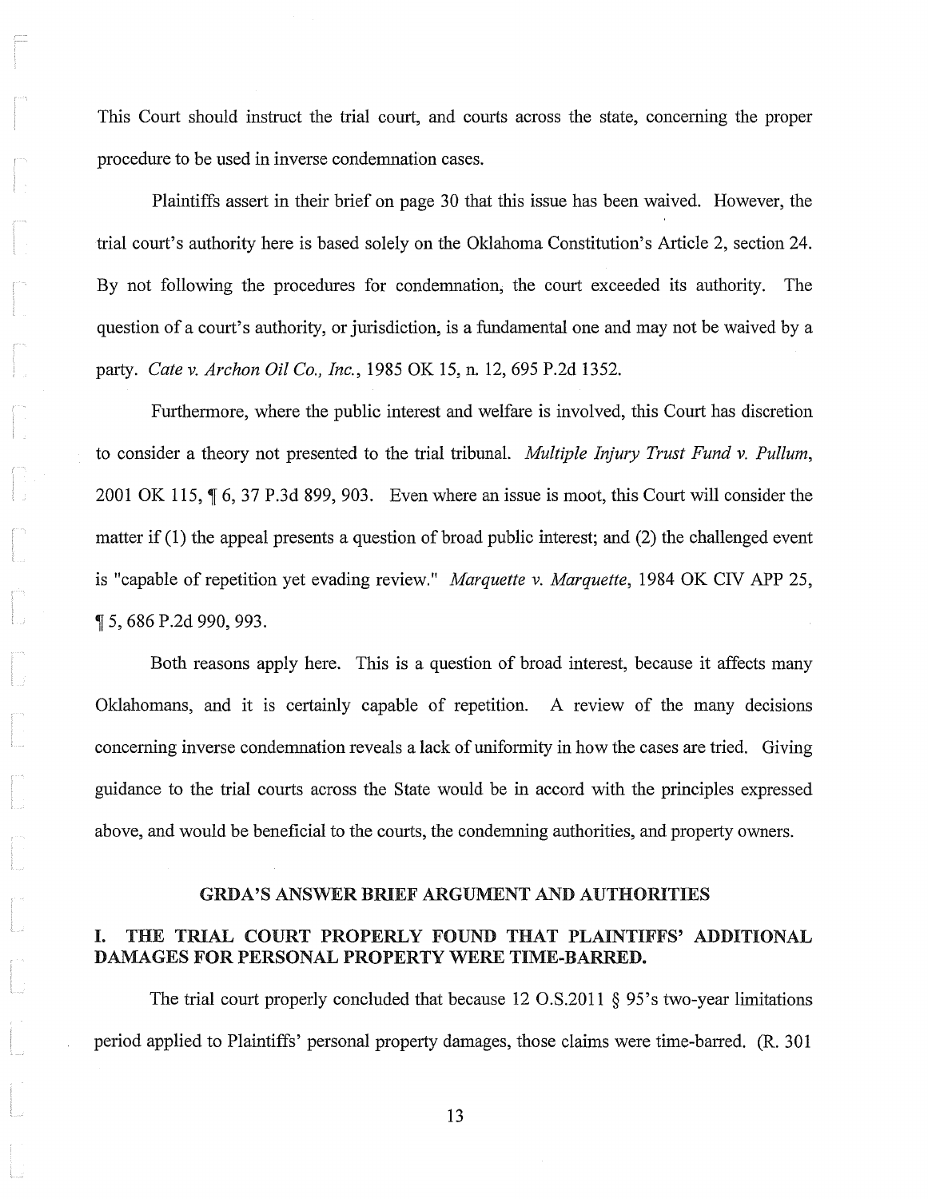This Court should instruct the trial court, and courts across the state, concerning the proper procedure to be used in inverse condemnation cases.

Plaintiffs assert in their brief on page 30 that this issue has been waived. However, the trial court's authority here is based solely on the Oklahoma Constitution's Article 2, section 24. By not following the procedures for condemnation, the court exceeded its authority. The question of a court's authority, or jurisdiction, is a fundamental one and may not be waived by a party. *Cate v. Archon Oil Co., Inc.*, 1985 OK 15, n. 12, 695 P.2d 1352.

Furthermore, where the public interest and welfare is involved, this Court has discretion to consider a theory not presented to the trial tribunal. *Multiple Injury Trust Fund v. Pullum*, 2001 OK 115, ¶ 6, 37 P.3d 899, 903. Even where an issue is moot, this Court will consider the matter if (1) the appeal presents a question of broad public interest; and (2) the challenged event is "capable of repetition yet evading review." *Marquette v. Marquette*, 1984 OK CIV APP 25, ¶ 5, 686 P.2d 990, 993.

Both reasons apply here. This is a question of broad interest, because it affects many Oklahomans, and it is certainly capable of repetition. A review of the many decisions concerning inverse condemnation reveals a lack of uniformity in how the cases are tried. Giving guidance to the trial courts across the State would be in accord with the principles expressed above, and would be beneficial to the courts, the condemning authorities, and property owners.

## GRDA'S ANSWER BRIEF ARGUMENT AND AUTHORITIES

### I. THE TRIAL COURT PROPERLY FOUND THAT PLAINTIFFS' ADDITIONAL DAMAGES FOR PERSONAL PROPERTY WERE TIME-BARRED.

The trial court properly concluded that because 12 O.S.2011 § 95's two-year limitations period applied to Plaintiffs' personal property damages, those claims were time-barred. (R. 301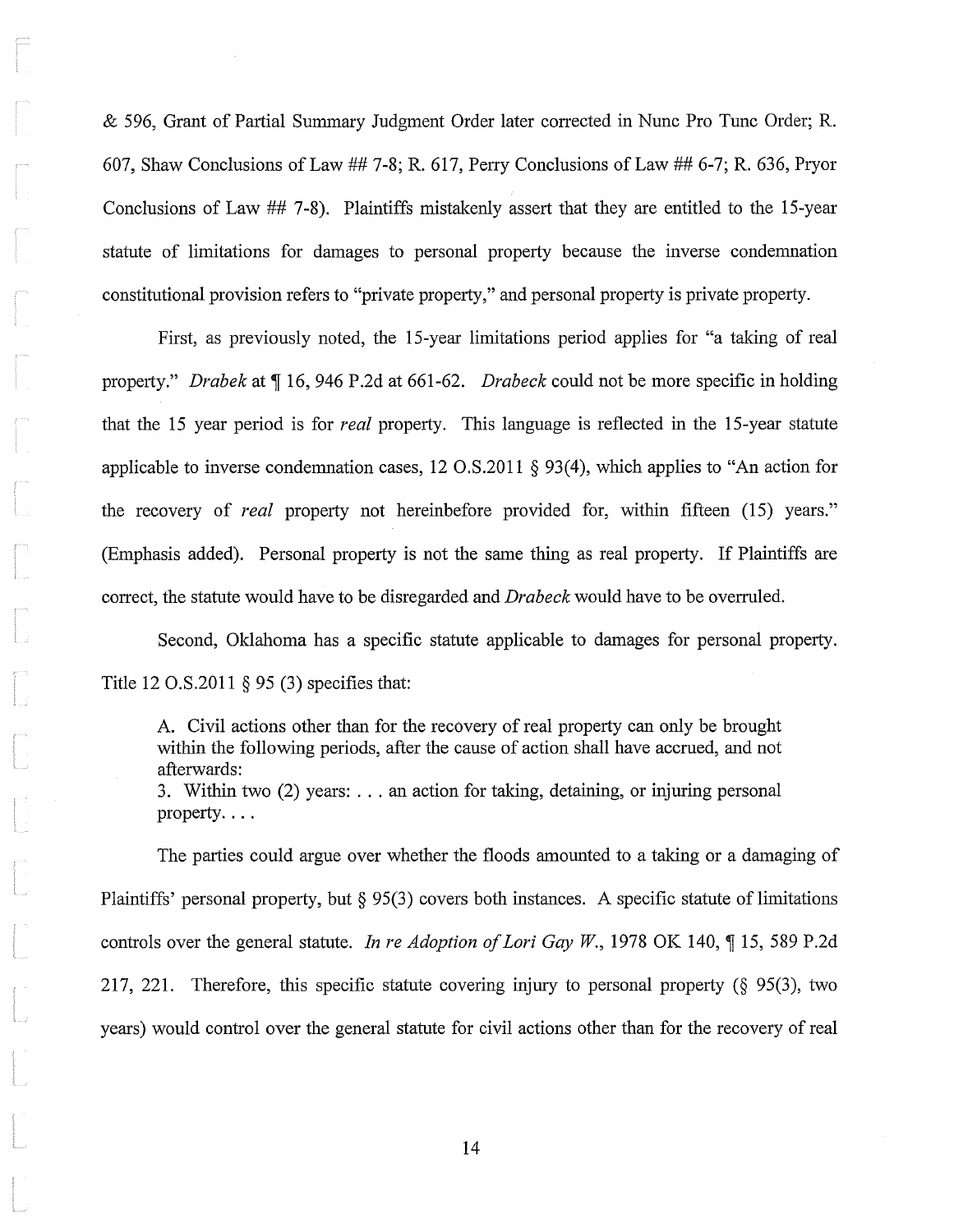& 596, Grant of Partial Summary Judgment Order later corrected in Nunc Pro Tunc Order; R. 607, Shaw Conclusions of Law ## 7-8; R. 617, Perry Conclusions of Law ## 6-7; R. 636, Pryor Conclusions of Law ## 7-8). Plaintiffs mistakenly assert that they are entitled to the 15-year statute of limitations for damages to personal property because the inverse condemnation constitutional provision refers to "private property," and personal property is private property.

First, as previously noted, the 15-year limitations period applies for "a taking of real property." *Drabek* at ¶ 16, 946 P.2d at 661-62. *Drabeck* could not be more specific in holding that the 15 year period is for *real* property. This language is reflected in the 15-year statute applicable to inverse condemnation cases, 12 O.S.2011 § 93(4), which applies to "An action for the recovery of *real* property not hereinbefore provided for, within fifteen (15) years." (Emphasis added). Personal property is not the same thing as real property. If Plaintiffs are correct, the statute would have to be disregarded and *Drabeck* would have to be overruled.

Second, Oklahoma has a specific statute applicable to damages for personal property. Title 12 O.S.2011 § 95 (3) specifies that:

> A. Civil actions other than for the recovery of real property can only be brought within the following periods, after the cause of action shall have accrued, and not afterwards:
> 3. Within two (2) years: . . . an action for taking, detaining, or injuring personal property. . . .

The parties could argue over whether the floods amounted to a taking or a damaging of Plaintiffs' personal property, but § 95(3) covers both instances. A specific statute of limitations controls over the general statute. *In re Adoption of Lori Gay W.*, 1978 OK 140, ¶ 15, 589 P.2d 217, 221. Therefore, this specific statute covering injury to personal property (§ 95(3), two years) would control over the general statute for civil actions other than for the recovery of real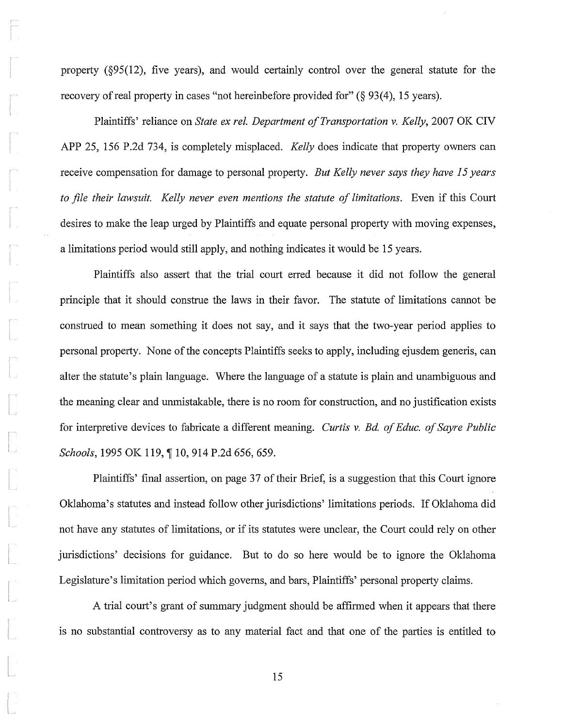property (§95(12), five years), and would certainly control over the general statute for the recovery of real property in cases "not hereinbefore provided for" (§ 93(4), 15 years).

Plaintiffs' reliance on *State ex rel. Department of Transportation v. Kelly*, 2007 OK CIV APP 25, 156 P.2d 734, is completely misplaced. *Kelly* does indicate that property owners can receive compensation for damage to personal property. *But Kelly never says they have 15 years to file their lawsuit. Kelly never even mentions the statute of limitations.* Even if this Court desires to make the leap urged by Plaintiffs and equate personal property with moving expenses, a limitations period would still apply, and nothing indicates it would be 15 years.

Plaintiffs also assert that the trial court erred because it did not follow the general principle that it should construe the laws in their favor. The statute of limitations cannot be construed to mean something it does not say, and it says that the two-year period applies to personal property. None of the concepts Plaintiffs seeks to apply, including ejusdem generis, can alter the statute's plain language. Where the language of a statute is plain and unambiguous and the meaning clear and unmistakable, there is no room for construction, and no justification exists for interpretive devices to fabricate a different meaning. *Curtis v. Bd. of Educ. of Sayre Public Schools*, 1995 OK 119, ¶ 10, 914 P.2d 656, 659.

Plaintiffs' final assertion, on page 37 of their Brief, is a suggestion that this Court ignore Oklahoma's statutes and instead follow other jurisdictions' limitations periods. If Oklahoma did not have any statutes of limitations, or if its statutes were unclear, the Court could rely on other jurisdictions' decisions for guidance. But to do so here would be to ignore the Oklahoma Legislature's limitation period which governs, and bars, Plaintiffs' personal property claims.

A trial court's grant of summary judgment should be affirmed when it appears that there is no substantial controversy as to any material fact and that one of the parties is entitled to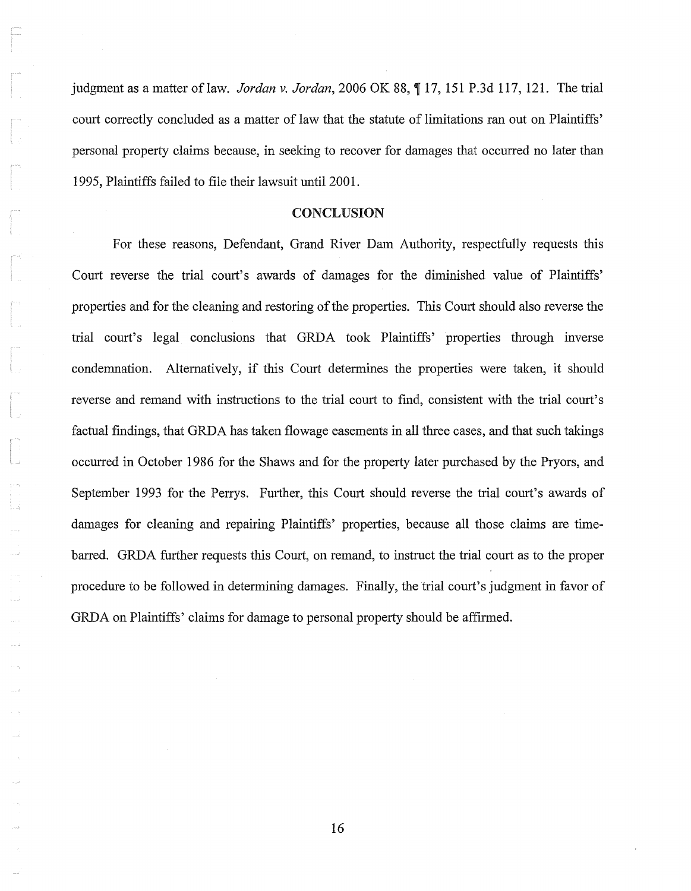judgment as a matter of law. *Jordan v. Jordan*, 2006 OK 88, ¶ 17, 151 P.3d 117, 121. The trial court correctly concluded as a matter of law that the statute of limitations ran out on Plaintiffs' personal property claims because, in seeking to recover for damages that occurred no later than 1995, Plaintiffs failed to file their lawsuit until 2001.

## CONCLUSION

For these reasons, Defendant, Grand River Dam Authority, respectfully requests this Court reverse the trial court's awards of damages for the diminished value of Plaintiffs' properties and for the cleaning and restoring of the properties. This Court should also reverse the trial court's legal conclusions that GRDA took Plaintiffs' properties through inverse condemnation. Alternatively, if this Court determines the properties were taken, it should reverse and remand with instructions to the trial court to find, consistent with the trial court's factual findings, that GRDA has taken flowage easements in all three cases, and that such takings occurred in October 1986 for the Shaws and for the property later purchased by the Pryors, and September 1993 for the Perrys. Further, this Court should reverse the trial court's awards of damages for cleaning and repairing Plaintiffs' properties, because all those claims are time-barred. GRDA further requests this Court, on remand, to instruct the trial court as to the proper procedure to be followed in determining damages. Finally, the trial court's judgment in favor of GRDA on Plaintiffs' claims for damage to personal property should be affirmed.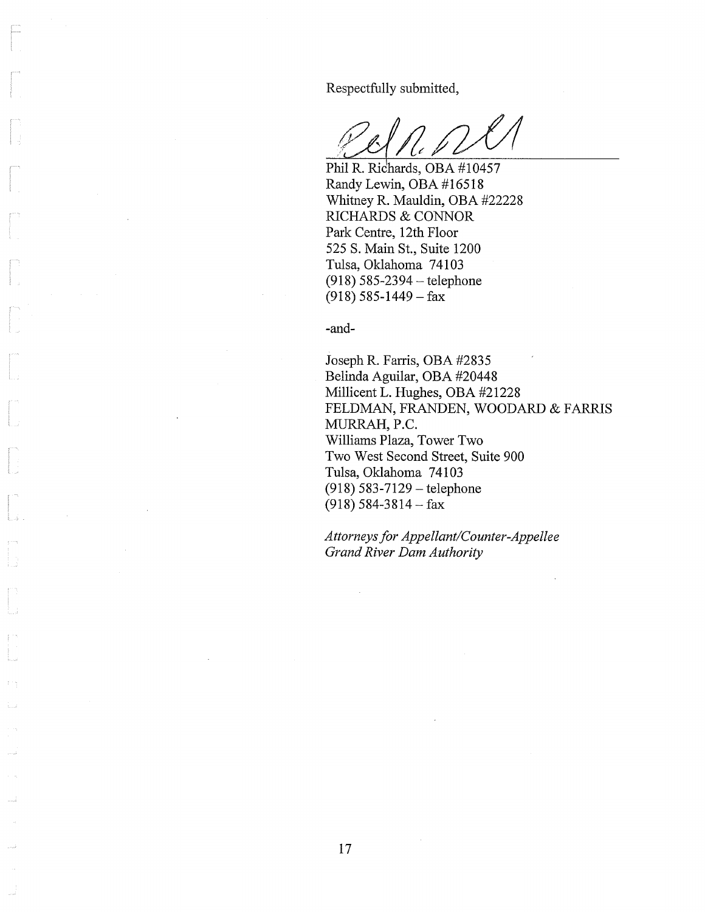Respectfully submitted,

Phil R. Richards, OBA #10457
Randy Lewin, OBA #16518
Whitney R. Mauldin, OBA #22228
RICHARDS & CONNOR
Park Centre, 12th Floor
525 S. Main St., Suite 1200
Tulsa, Oklahoma 74103
(918) 585-2394 – telephone
(918) 585-1449 – fax

-and-

Joseph R. Farris, OBA #2835
Belinda Aguilar, OBA #20448
Millicent L. Hughes, OBA #21228
FELDMAN, FRANDEN, WOODARD & FARRIS
MURRAH, P.C.
Williams Plaza, Tower Two
Two West Second Street, Suite 900
Tulsa, Oklahoma 74103
(918) 583-7129 – telephone
(918) 584-3814 – fax

*Attorneys for Appellant/Counter-Appellee*
*Grand River Dam Authority*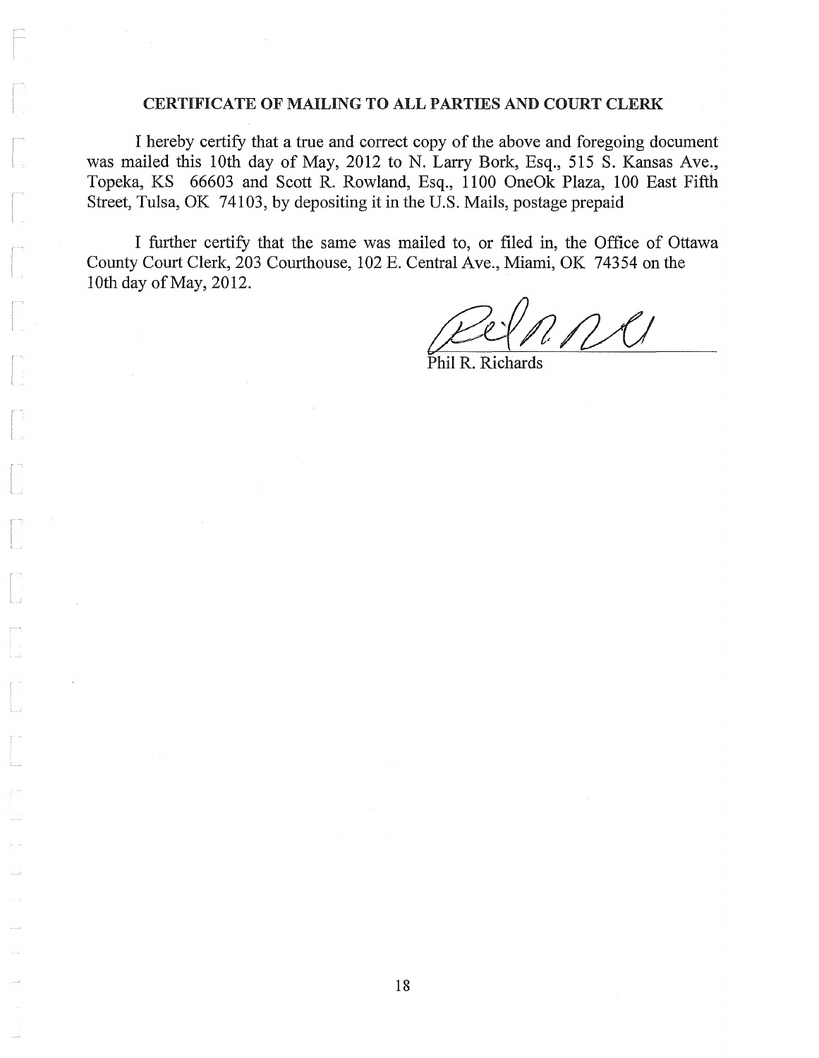## CERTIFICATE OF MAILING TO ALL PARTIES AND COURT CLERK

I hereby certify that a true and correct copy of the above and foregoing document was mailed this 10th day of May, 2012 to N. Larry Bork, Esq., 515 S. Kansas Ave., Topeka, KS 66603 and Scott R. Rowland, Esq., 1100 OneOk Plaza, 100 East Fifth Street, Tulsa, OK 74103, by depositing it in the U.S. Mails, postage prepaid

I further certify that the same was mailed to, or filed in, the Office of Ottawa County Court Clerk, 203 Courthouse, 102 E. Central Ave., Miami, OK 74354 on the 10th day of May, 2012.

Phil R. Richards